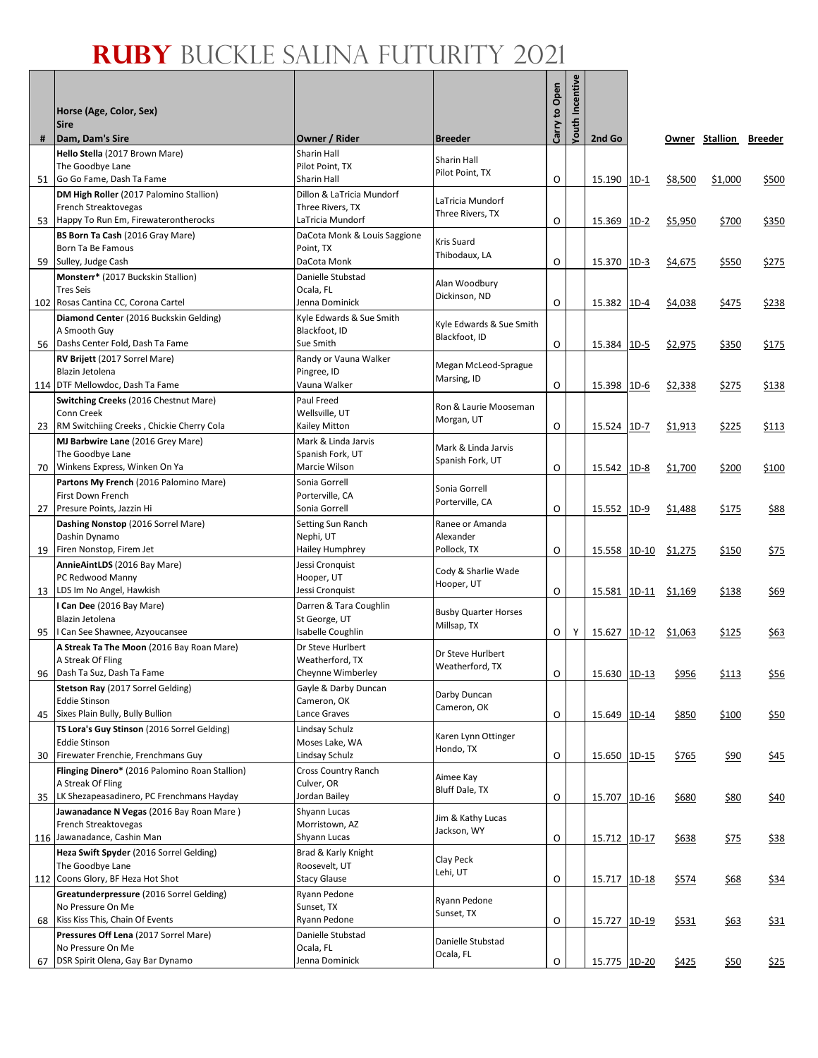# RUBY BUCKLE SALINA FUTURITY 2021

| # | Horse (Age, Color, Sex)<br>Sire<br>Dam, Dam's Sire | Owner / Rider | Breeder | Carry to Open | Youth Incentive | 2nd Go | | Owner | Stallion | Breeder |
|---|---|---|---|---|---|---|---|---|---|---|
| 51 | **Hello Stella** (2017 Brown Mare)<br>The Goodbye Lane<br>Go Go Fame, Dash Ta Fame | Sharin Hall<br>Pilot Point, TX<br>Sharin Hall | Sharin Hall<br>Pilot Point, TX | O | | 15.190 | 1D-1 | $8,500 | $1,000 | $500 |
| 53 | **DM High Roller** (2017 Palomino Stallion)<br>French Streaktovegas<br>Happy To Run Em, Firewaterontherocks | Dillon & LaTricia Mundorf<br>Three Rivers, TX<br>LaTricia Mundorf | LaTricia Mundorf<br>Three Rivers, TX | O | | 15.369 | 1D-2 | $5,950 | $700 | $350 |
| 59 | **BS Born Ta Cash** (2016 Gray Mare)<br>Born Ta Be Famous<br>Sulley, Judge Cash | DaCota Monk & Louis Saggione<br>Point, TX<br>DaCota Monk | Kris Suard<br>Thibodaux, LA | O | | 15.370 | 1D-3 | $4,675 | $550 | $275 |
| 102 | **Monsterr*** (2017 Buckskin Stallion)<br>Tres Seis<br>Rosas Cantina CC, Corona Cartel | Danielle Stubstad<br>Ocala, FL<br>Jenna Dominick | Alan Woodbury<br>Dickinson, ND | O | | 15.382 | 1D-4 | $4,038 | $475 | $238 |
| 56 | **Diamond Center** (2016 Buckskin Gelding)<br>A Smooth Guy<br>Dashs Center Fold, Dash Ta Fame | Kyle Edwards & Sue Smith<br>Blackfoot, ID<br>Sue Smith | Kyle Edwards & Sue Smith<br>Blackfoot, ID | O | | 15.384 | 1D-5 | $2,975 | $350 | $175 |
| 114 | **RV Brijett** (2017 Sorrel Mare)<br>Blazin Jetolena<br>DTF Mellowdoc, Dash Ta Fame | Randy or Vauna Walker<br>Pingree, ID<br>Vauna Walker | Megan McLeod-Sprague<br>Marsing, ID | O | | 15.398 | 1D-6 | $2,338 | $275 | $138 |
| 23 | **Switching Creeks** (2016 Chestnut Mare)<br>Conn Creek<br>RM Switchiing Creeks , Chickie Cherry Cola | Paul Freed<br>Wellsville, UT<br>Kailey Mitton | Ron & Laurie Mooseman<br>Morgan, UT | O | | 15.524 | 1D-7 | $1,913 | $225 | $113 |
| 70 | **MJ Barbwire Lane** (2016 Grey Mare)<br>The Goodbye Lane<br>Winkens Express, Winken On Ya | Mark & Linda Jarvis<br>Spanish Fork, UT<br>Marcie Wilson | Mark & Linda Jarvis<br>Spanish Fork, UT | O | | 15.542 | 1D-8 | $1,700 | $200 | $100 |
| 27 | **Partons My French** (2016 Palomino Mare)<br>First Down French<br>Presure Points, Jazzin Hi | Sonia Gorrell<br>Porterville, CA<br>Sonia Gorrell | Sonia Gorrell<br>Porterville, CA | O | | 15.552 | 1D-9 | $1,488 | $175 | $88 |
| 19 | **Dashing Nonstop** (2016 Sorrel Mare)<br>Dashin Dynamo<br>Firen Nonstop, Firem Jet | Setting Sun Ranch<br>Nephi, UT<br>Hailey Humphrey | Ranee or Amanda Alexander<br>Pollock, TX | O | | 15.558 | 1D-10 | $1,275 | $150 | $75 |
| 13 | **AnnieAintLDS** (2016 Bay Mare)<br>PC Redwood Manny<br>LDS Im No Angel, Hawkish | Jessi Cronquist<br>Hooper, UT<br>Jessi Cronquist | Cody & Sharlie Wade<br>Hooper, UT | O | | 15.581 | 1D-11 | $1,169 | $138 | $69 |
| 95 | **I Can Dee** (2016 Bay Mare)<br>Blazin Jetolena<br>I Can See Shawnee, Azyoucansee | Darren & Tara Coughlin<br>St George, UT<br>Isabelle Coughlin | Busby Quarter Horses<br>Millsap, TX | O | Y | 15.627 | 1D-12 | $1,063 | $125 | $63 |
| 96 | **A Streak Ta The Moon** (2016 Bay Roan Mare)<br>A Streak Of Fling<br>Dash Ta Suz, Dash Ta Fame | Dr Steve Hurlbert<br>Weatherford, TX<br>Cheynne Wimberley | Dr Steve Hurlbert<br>Weatherford, TX | O | | 15.630 | 1D-13 | $956 | $113 | $56 |
| 45 | **Stetson Ray** (2017 Sorrel Gelding)<br>Eddie Stinson<br>Sixes Plain Bully, Bully Bullion | Gayle & Darby Duncan<br>Cameron, OK<br>Lance Graves | Darby Duncan<br>Cameron, OK | O | | 15.649 | 1D-14 | $850 | $100 | $50 |
| 30 | **TS Lora's Guy Stinson** (2016 Sorrel Gelding)<br>Eddie Stinson<br>Firewater Frenchie, Frenchmans Guy | Lindsay Schulz<br>Moses Lake, WA<br>Lindsay Schulz | Karen Lynn Ottinger<br>Hondo, TX | O | | 15.650 | 1D-15 | $765 | $90 | $45 |
| 35 | **Flinging Dinero*** (2016 Palomino Roan Stallion)<br>A Streak Of Fling<br>LK Shezapeasadinero, PC Frenchmans Hayday | Cross Country Ranch<br>Culver, OR<br>Jordan Bailey | Aimee Kay<br>Bluff Dale, TX | O | | 15.707 | 1D-16 | $680 | $80 | $40 |
| 116 | **Jawanadance N Vegas** (2016 Bay Roan Mare )<br>French Streaktovegas<br>Jawanadance, Cashin Man | Shyann Lucas<br>Morristown, AZ<br>Shyann Lucas | Jim & Kathy Lucas<br>Jackson, WY | O | | 15.712 | 1D-17 | $638 | $75 | $38 |
| 112 | **Heza Swift Spyder** (2016 Sorrel Gelding)<br>The Goodbye Lane<br>Coons Glory, BF Heza Hot Shot | Brad & Karly Knight<br>Roosevelt, UT<br>Stacy Glause | Clay Peck<br>Lehi, UT | O | | 15.717 | 1D-18 | $574 | $68 | $34 |
| 68 | **Greatunderpressure** (2016 Sorrel Gelding)<br>No Pressure On Me<br>Kiss Kiss This, Chain Of Events | Ryann Pedone<br>Sunset, TX<br>Ryann Pedone | Ryann Pedone<br>Sunset, TX | O | | 15.727 | 1D-19 | $531 | $63 | $31 |
| 67 | **Pressures Off Lena** (2017 Sorrel Mare)<br>No Pressure On Me<br>DSR Spirit Olena, Gay Bar Dynamo | Danielle Stubstad<br>Ocala, FL<br>Jenna Dominick | Danielle Stubstad<br>Ocala, FL | O | | 15.775 | 1D-20 | $425 | $50 | $25 |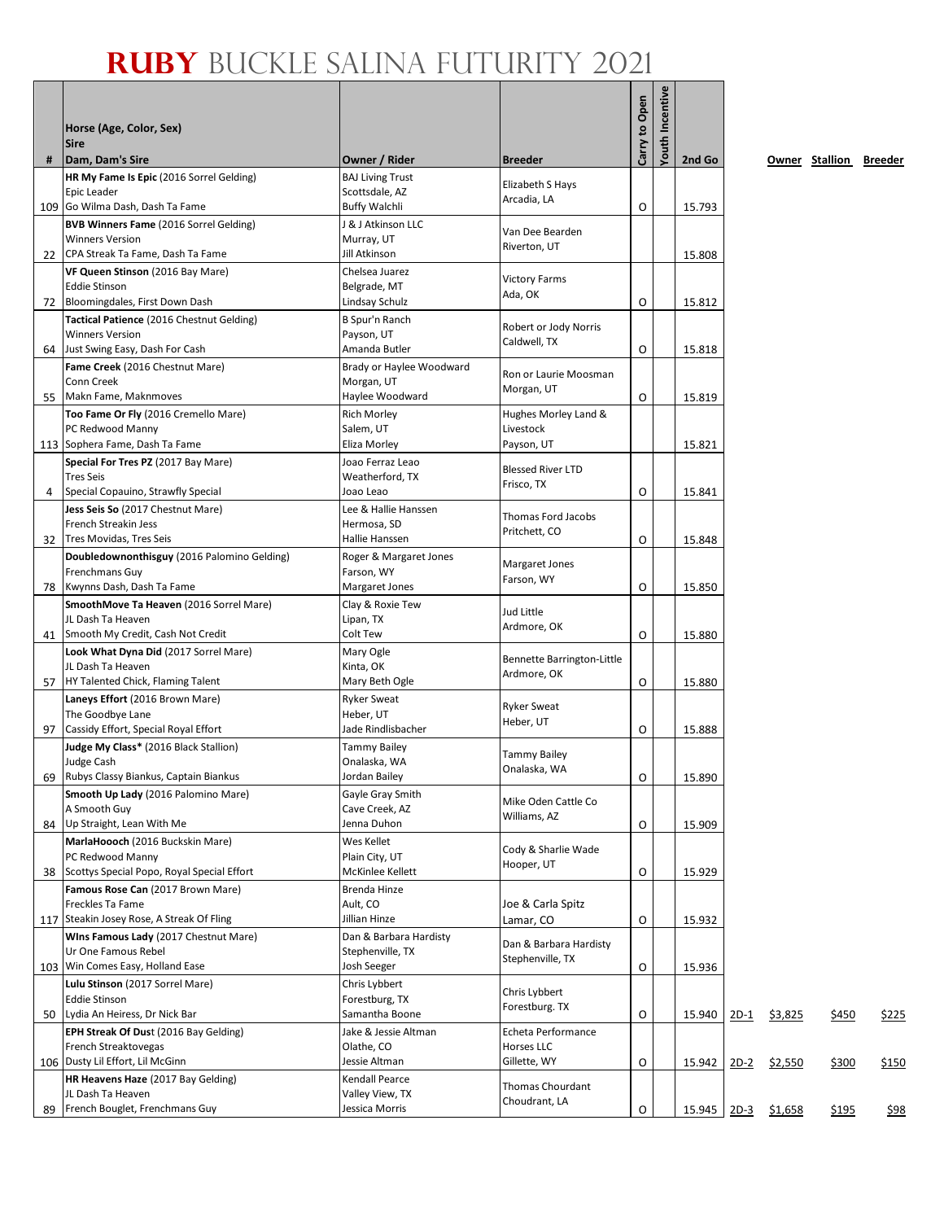# RUBY BUCKLE SALINA FUTURITY 2021

| # | Horse (Age, Color, Sex) / Sire / Dam, Dam's Sire | Owner / Rider | Breeder | Carry to Open | Youth Incentive | 2nd Go | | Owner | Stallion | Breeder |
|---|---|---|---|---|---|---|---|---|---|---|
| 109 | HR My Fame Is Epic (2016 Sorrel Gelding)<br>Epic Leader<br>Go Wilma Dash, Dash Ta Fame | BAJ Living Trust<br>Scottsdale, AZ<br>Buffy Walchli | Elizabeth S Hays<br>Arcadia, LA | O | | 15.793 | | | | |
| 22 | BVB Winners Fame (2016 Sorrel Gelding)<br>Winners Version<br>CPA Streak Ta Fame, Dash Ta Fame | J & J Atkinson LLC<br>Murray, UT<br>Jill Atkinson | Van Dee Bearden<br>Riverton, UT | | | 15.808 | | | | |
| 72 | VF Queen Stinson (2016 Bay Mare)<br>Eddie Stinson<br>Bloomingdales, First Down Dash | Chelsea Juarez<br>Belgrade, MT<br>Lindsay Schulz | Victory Farms<br>Ada, OK | O | | 15.812 | | | | |
| 64 | Tactical Patience (2016 Chestnut Gelding)<br>Winners Version<br>Just Swing Easy, Dash For Cash | B Spur'n Ranch<br>Payson, UT<br>Amanda Butler | Robert or Jody Norris<br>Caldwell, TX | O | | 15.818 | | | | |
| 55 | Fame Creek (2016 Chestnut Mare)<br>Conn Creek<br>Makn Fame, Maknmoves | Brady or Haylee Woodward<br>Morgan, UT<br>Haylee Woodward | Ron or Laurie Moosman<br>Morgan, UT | O | | 15.819 | | | | |
| 113 | Too Fame Or Fly (2016 Cremello Mare)<br>PC Redwood Manny<br>Sophera Fame, Dash Ta Fame | Rich Morley<br>Salem, UT<br>Eliza Morley | Hughes Morley Land & Livestock<br>Payson, UT | | | 15.821 | | | | |
| 4 | Special For Tres PZ (2017 Bay Mare)<br>Tres Seis<br>Special Copauino, Strawfly Special | Joao Ferraz Leao<br>Weatherford, TX<br>Joao Leao | Blessed River LTD<br>Frisco, TX | O | | 15.841 | | | | |
| 32 | Jess Seis So (2017 Chestnut Mare)<br>French Streakin Jess<br>Tres Movidas, Tres Seis | Lee & Hallie Hanssen<br>Hermosa, SD<br>Hallie Hanssen | Thomas Ford Jacobs<br>Pritchett, CO | O | | 15.848 | | | | |
| 78 | Doubledownonthisguy (2016 Palomino Gelding)<br>Frenchmans Guy<br>Kwynns Dash, Dash Ta Fame | Roger & Margaret Jones<br>Farson, WY<br>Margaret Jones | Margaret Jones<br>Farson, WY | O | | 15.850 | | | | |
| 41 | SmoothMove Ta Heaven (2016 Sorrel Mare)<br>JL Dash Ta Heaven<br>Smooth My Credit, Cash Not Credit | Clay & Roxie Tew<br>Lipan, TX<br>Colt Tew | Jud Little<br>Ardmore, OK | O | | 15.880 | | | | |
| 57 | Look What Dyna Did (2017 Sorrel Mare)<br>JL Dash Ta Heaven<br>HY Talented Chick, Flaming Talent | Mary Ogle<br>Kinta, OK<br>Mary Beth Ogle | Bennette Barrington-Little<br>Ardmore, OK | O | | 15.880 | | | | |
| 97 | Laneys Effort (2016 Brown Mare)<br>The Goodbye Lane<br>Cassidy Effort, Special Royal Effort | Ryker Sweat<br>Heber, UT<br>Jade Rindlisbacher | Ryker Sweat<br>Heber, UT | O | | 15.888 | | | | |
| 69 | Judge My Class* (2016 Black Stallion)<br>Judge Cash<br>Rubys Classy Biankus, Captain Biankus | Tammy Bailey<br>Onalaska, WA<br>Jordan Bailey | Tammy Bailey<br>Onalaska, WA | O | | 15.890 | | | | |
| 84 | Smooth Up Lady (2016 Palomino Mare)<br>A Smooth Guy<br>Up Straight, Lean With Me | Gayle Gray Smith<br>Cave Creek, AZ<br>Jenna Duhon | Mike Oden Cattle Co<br>Williams, AZ | O | | 15.909 | | | | |
| 38 | MarlaHoooch (2016 Buckskin Mare)<br>PC Redwood Manny<br>Scottys Special Popo, Royal Special Effort | Wes Kellet<br>Plain City, UT<br>McKinlee Kellett | Cody & Sharlie Wade<br>Hooper, UT | O | | 15.929 | | | | |
| 117 | Famous Rose Can (2017 Brown Mare)<br>Freckles Ta Fame<br>Steakin Josey Rose, A Streak Of Fling | Brenda Hinze<br>Ault, CO<br>Jillian Hinze | Joe & Carla Spitz<br>Lamar, CO | O | | 15.932 | | | | |
| 103 | WIns Famous Lady (2017 Chestnut Mare)<br>Ur One Famous Rebel<br>Win Comes Easy, Holland Ease | Dan & Barbara Hardisty<br>Stephenville, TX<br>Josh Seeger | Dan & Barbara Hardisty<br>Stephenville, TX | O | | 15.936 | | | | |
| 50 | Lulu Stinson (2017 Sorrel Mare)<br>Eddie Stinson<br>Lydia An Heiress, Dr Nick Bar | Chris Lybbert<br>Forestburg, TX<br>Samantha Boone | Chris Lybbert<br>Forestburg. TX | O | | 15.940 | 2D-1 | $3,825 | $450 | $225 |
| 106 | EPH Streak Of Dust (2016 Bay Gelding)<br>French Streaktovegas<br>Dusty Lil Effort, Lil McGinn | Jake & Jessie Altman<br>Olathe, CO<br>Jessie Altman | Echeta Performance Horses LLC<br>Gillette, WY | O | | 15.942 | 2D-2 | $2,550 | $300 | $150 |
| 89 | HR Heavens Haze (2017 Bay Gelding)<br>JL Dash Ta Heaven<br>French Bouglet, Frenchmans Guy | Kendall Pearce<br>Valley View, TX<br>Jessica Morris | Thomas Chourdant<br>Choudrant, LA | O | | 15.945 | 2D-3 | $1,658 | $195 | $98 |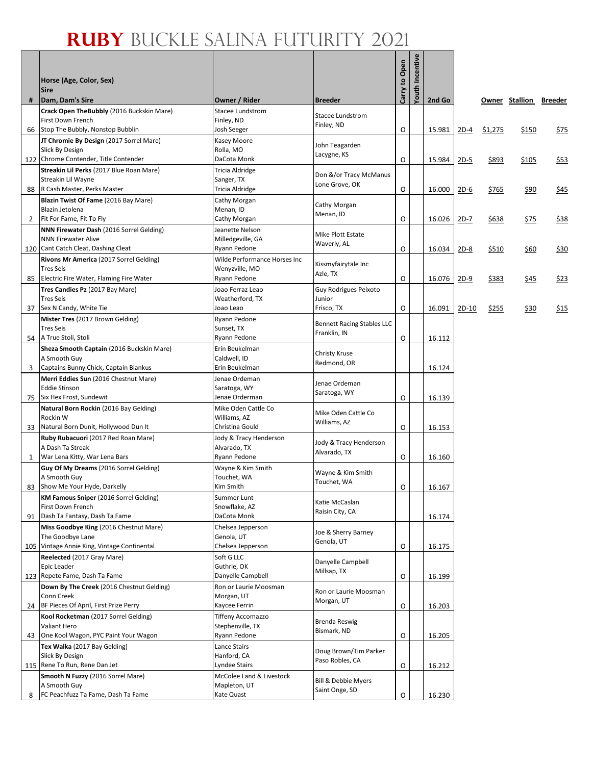# RUBY BUCKLE SALINA FUTURITY 2021

| # | Horse (Age, Color, Sex)<br>Sire<br>Dam, Dam's Sire | Owner / Rider | Breeder | Carry to Open | Youth Incentive | 2nd Go | | Owner | Stallion | Breeder |
|---|---|---|---|---|---|---|---|---|---|---|
| 66 | **Crack Open TheBubbly** (2016 Buckskin Mare)<br>First Down French<br>Stop The Bubbly, Nonstop Bubblin | Stacee Lundstrom<br>Finley, ND<br>Josh Seeger | Stacee Lundstrom<br>Finley, ND | O | | 15.981 | 2D-4 | $1,275 | $150 | $75 |
| 122 | **JT Chromie By Design** (2017 Sorrel Mare)<br>Slick By Design<br>Chrome Contender, Title Contender | Kasey Moore<br>Rolla, MO<br>DaCota Monk | John Teagarden<br>Lacygne, KS | O | | 15.984 | 2D-5 | $893 | $105 | $53 |
| 88 | **Streakin Lil Perks** (2017 Blue Roan Mare)<br>Streakin Lil Wayne<br>R Cash Master, Perks Master | Tricia Aldridge<br>Sanger, TX<br>Tricia Aldridge | Don &/or Tracy McManus<br>Lone Grove, OK | O | | 16.000 | 2D-6 | $765 | $90 | $45 |
| 2 | **Blazin Twist Of Fame** (2016 Bay Mare)<br>Blazin Jetolena<br>Fit For Fame, Fit To Fly | Cathy Morgan<br>Menan, ID<br>Cathy Morgan | Cathy Morgan<br>Menan, ID | O | | 16.026 | 2D-7 | $638 | $75 | $38 |
| 120 | **NNN Firewater Dash** (2016 Sorrel Gelding)<br>NNN Firewater Alive<br>Cant Catch Cleat, Dashing Cleat | Jeanette Nelson<br>Milledgeville, GA<br>Ryann Pedone | Mike Plott Estate<br>Waverly, AL | O | | 16.034 | 2D-8 | $510 | $60 | $30 |
| 85 | **Rivons Mr America** (2017 Sorrel Gelding)<br>Tres Seis<br>Electric Fire Water, Flaming Fire Water | Wilde Performance Horses Inc<br>Wenyzville, MO<br>Ryann Pedone | Kissmyfairytale Inc<br>Azle, TX | O | | 16.076 | 2D-9 | $383 | $45 | $23 |
| 37 | **Tres Candies Pz** (2017 Bay Mare)<br>Tres Seis<br>Sex N Candy, White Tie | Joao Ferraz Leao<br>Weatherford, TX<br>Joao Leao | Guy Rodrigues Peixoto Junior<br>Frisco, TX | O | | 16.091 | 2D-10 | $255 | $30 | $15 |
| 54 | **Mister Tres** (2017 Brown Gelding)<br>Tres Seis<br>A True Stoli, Stoli | Ryann Pedone<br>Sunset, TX<br>Ryann Pedone | Bennett Racing Stables LLC<br>Franklin, IN | O | | 16.112 | | | | |
| 3 | **Sheza Smooth Captain** (2016 Buckskin Mare)<br>A Smooth Guy<br>Captains Bunny Chick, Captain Biankus | Erin Beukelman<br>Caldwell, ID<br>Erin Beukelman | Christy Kruse<br>Redmond, OR | | | 16.124 | | | | |
| 75 | **Merri Eddies Sun** (2016 Chestnut Mare)<br>Eddie Stinson<br>Six Hex Frost, Sundewit | Jenae Ordeman<br>Saratoga, WY<br>Jenae Orderman | Jenae Ordeman<br>Saratoga, WY | O | | 16.139 | | | | |
| 33 | **Natural Born Rockin** (2016 Bay Gelding)<br>Rockin W<br>Natural Born Dunit, Hollywood Dun It | Mike Oden Cattle Co<br>Williams, AZ<br>Christina Gould | Mike Oden Cattle Co<br>Williams, AZ | O | | 16.153 | | | | |
| 1 | **Ruby Rubacuori** (2017 Red Roan Mare)<br>A Dash Ta Streak<br>War Lena Kitty, War Lena Bars | Jody & Tracy Henderson<br>Alvarado, TX<br>Ryann Pedone | Jody & Tracy Henderson<br>Alvarado, TX | O | | 16.160 | | | | |
| 83 | **Guy Of My Dreams** (2016 Sorrel Gelding)<br>A Smooth Guy<br>Show Me Your Hyde, Darkelly | Wayne & Kim Smith<br>Touchet, WA<br>Kim Smith | Wayne & Kim Smith<br>Touchet, WA | O | | 16.167 | | | | |
| 91 | **KM Famous Sniper** (2016 Sorrel Gelding)<br>First Down French<br>Dash Ta Fantasy, Dash Ta Fame | Summer Lunt<br>Snowflake, AZ<br>DaCota Monk | Katie McCaslan<br>Raisin City, CA | | | 16.174 | | | | |
| 105 | **Miss Goodbye King** (2016 Chestnut Mare)<br>The Goodbye Lane<br>Vintage Annie King, Vintage Continental | Chelsea Jepperson<br>Genola, UT<br>Chelsea Jepperson | Joe & Sherry Barney<br>Genola, UT | O | | 16.175 | | | | |
| 123 | **Reelected** (2017 Gray Mare)<br>Epic Leader<br>Repete Fame, Dash Ta Fame | Soft G LLC<br>Guthrie, OK<br>Danyelle Campbell | Danyelle Campbell<br>Millsap, TX | O | | 16.199 | | | | |
| 24 | **Down By The Creek** (2016 Chestnut Gelding)<br>Conn Creek<br>BF Pieces Of April, First Prize Perry | Ron or Laurie Moosman<br>Morgan, UT<br>Kaycee Ferrin | Ron or Laurie Moosman<br>Morgan, UT | O | | 16.203 | | | | |
| 43 | **Kool Rocketman** (2017 Sorrel Gelding)<br>Valiant Hero<br>One Kool Wagon, PYC Paint Your Wagon | Tiffeny Accomazzo<br>Stephenville, TX<br>Ryann Pedone | Brenda Reswig<br>Bismark, ND | O | | 16.205 | | | | |
| 115 | **Tex Walka** (2017 Bay Gelding)<br>Slick By Design<br>Rene To Run, Rene Dan Jet | Lance Stairs<br>Hanford, CA<br>Lyndee Stairs | Doug Brown/Tim Parker<br>Paso Robles, CA | O | | 16.212 | | | | |
| 8 | **Smooth N Fuzzy** (2016 Sorrel Mare)<br>A Smooth Guy<br>FC Peachfuzz Ta Fame, Dash Ta Fame | McColee Land & Livestock<br>Mapleton, UT<br>Kate Quast | Bill & Debbie Myers<br>Saint Onge, SD | O | | 16.230 | | | | |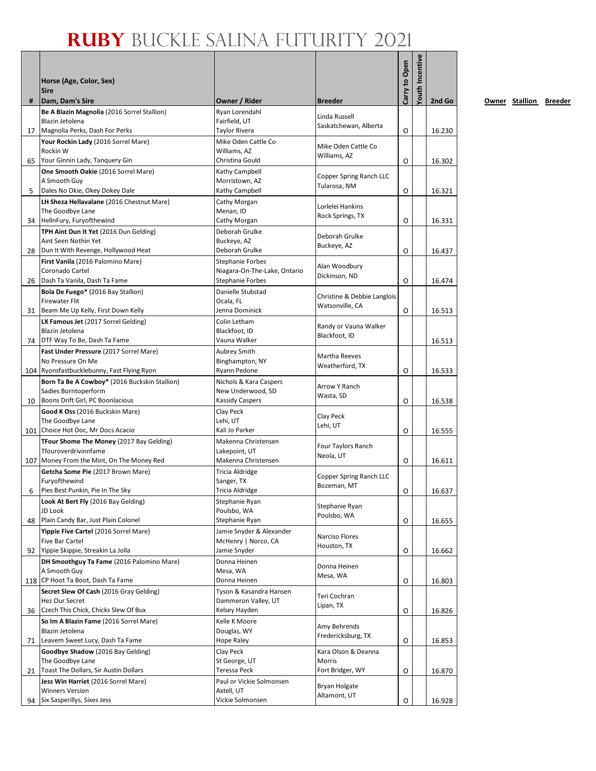# RUBY BUCKLE SALINA FUTURITY 2021

| # | Horse (Age, Color, Sex)<br>Sire<br>Dam, Dam's Sire | Owner / Rider | Breeder | Carry to Open | Youth Incentive | 2nd Go |
|---|---|---|---|---|---|---|
| 17 | **Be A Blazin Magnolia** (2016 Sorrel Stallion)<br>Blazin Jetolena<br>Magnolia Perks, Dash For Perks | Ryan Lorendahl<br>Fairfield, UT<br>Taylor Rivera | Linda Russell<br>Saskatchewan, Alberta | O | | 16.230 |
| 65 | **Your Rockin Lady** (2016 Sorrel Mare)<br>Rockin W<br>Your Ginnin Lady, Tanquery Gin | Mike Oden Cattle Co<br>Williams, AZ<br>Christina Gould | Mike Oden Cattle Co<br>Williams, AZ | O | | 16.302 |
| 5 | **One Smooth Oakie** (2016 Sorrel Mare)<br>A Smooth Guy<br>Dales No Okie, Okey Dokey Dale | Kathy Campbell<br>Morristown, AZ<br>Kathy Campbell | Copper Spring Ranch LLC<br>Tularosa, NM | O | | 16.321 |
| 34 | **LH Sheza Hellavalane** (2016 Chestnut Mare)<br>The Goodbye Lane<br>HellnFury, Furyofthewind | Cathy Morgan<br>Menan, ID<br>Cathy Morgan | Lorlelei Hankins<br>Rock Springs, TX | O | | 16.331 |
| 28 | **TPH Aint Dun It Yet** (2016 Dun Gelding)<br>Aint Seen Nothin Yet<br>Dun It With Revenge, Hollywood Heat | Deborah Grulke<br>Buckeye, AZ<br>Deborah Grulke | Deborah Grulke<br>Buckeye, AZ | O | | 16.437 |
| 26 | **First Vanila** (2016 Palomino Mare)<br>Coronado Cartel<br>Dash Ta Vanila, Dash Ta Fame | Stephanie Forbes<br>Niagara-On-The-Lake, Ontario<br>Stephanie Forbes | Alan Woodbury<br>Dickinson, ND | O | | 16.474 |
| 31 | **Bola De Fuego*** (2016 Bay Stallion)<br>Firewater Flit<br>Beam Me Up Kelly, First Down Kelly | Danielle Stubstad<br>Ocala, FL<br>Jenna Dominick | Christine & Debbie Langlois<br>Watsonville, CA | O | | 16.513 |
| 74 | **LX Famous Jet** (2017 Sorrel Gelding)<br>Blazin Jetolena<br>DTF Way To Be, Dash Ta Fame | Colin Letham<br>Blackfoot, ID<br>Vauna Walker | Randy or Vauna Walker<br>Blackfoot, ID | | | 16.513 |
| 104 | **Fast Under Pressure** (2017 Sorrel Mare)<br>No Pressure On Me<br>Ryonsfastbucklebunny, Fast Flying Ryon | Aubrey Smith<br>Binghampton, NY<br>Ryann Pedone | Martha Reeves<br>Weatherford, TX | O | | 16.533 |
| 10 | **Born Ta Be A Cowboy*** (2016 Buckskin Stallion)<br>Sadies Borntoperform<br>Boons Drift Girl, PC Boonlacious | Nichols & Kara Caspers<br>New Underwood, SD<br>Kassidy Caspers | Arrow Y Ranch<br>Wasta, SD | O | | 16.538 |
| 101 | **Good K Oss** (2016 Buckskin Mare)<br>The Goodbye Lane<br>Choice Hot Doc, Mr Docs Acacio | Clay Peck<br>Lehi, UT<br>Kali Jo Parker | Clay Peck<br>Lehi, UT | O | | 16.555 |
| 107 | **TFour Shome The Money** (2017 Bay Gelding)<br>Tfouroverdrivinnfame<br>Money From the Mint, On The Money Red | Makenna Christensen<br>Lakepoint, UT<br>Makenna Christensen | Four Taylors Ranch<br>Neola, UT | O | | 16.611 |
| 6 | **Getcha Some Pie** (2017 Brown Mare)<br>Furyofthewind<br>Pies Best Punkin, Pie In The Sky | Tricia Aldridge<br>Sanger, TX<br>Tricia Aldridge | Copper Spring Ranch LLC<br>Bozeman, MT | O | | 16.637 |
| 48 | **Look At Bert Fly** (2016 Bay Gelding)<br>JD Look<br>Plain Candy Bar, Just Plain Colonel | Stephanie Ryan<br>Poulsbo, WA<br>Stephanie Ryan | Stephanie Ryan<br>Poulsbo, WA | O | | 16.655 |
| 92 | **Yippie Five Cartel** (2016 Sorrel Mare)<br>Five Bar Cartel<br>Yippie Skippie, Streakin La Jolla | Jamie Snyder & Alexander<br>McHenry \| Norco, CA<br>Jamie Snyder | Narciso Flores<br>Houston, TX | O | | 16.662 |
| 118 | **DH Smoothguy Ta Fame** (2016 Palomino Mare)<br>A Smooth Guy<br>CP Hoot Ta Boot, Dash Ta Fame | Donna Heinen<br>Mesa, WA<br>Donna Heinen | Donna Heinen<br>Mesa, WA | O | | 16.803 |
| 36 | **Secret Slew Of Cash** (2016 Gray Gelding)<br>Hez Our Secret<br>Czech This Chick, Chicks Slew Of Bux | Tyson & Kasandra Hansen<br>Dammeron Valley, UT<br>Kelsey Hayden | Teri Cochran<br>Lipan, TX | O | | 16.826 |
| 71 | **So Im A Blazin Fame** (2016 Sorrel Mare)<br>Blazin Jetolena<br>Leavem Sweet Lucy, Dash Ta Fame | Kelle K Moore<br>Douglas, WY<br>Hope Raley | Amy Behrends<br>Fredericksburg, TX | O | | 16.853 |
| 21 | **Goodbye Shadow** (2016 Bay Gelding)<br>The Goodbye Lane<br>Toast The Dollars, Sir Austin Dollars | Clay Peck<br>St George, UT<br>Teressa Peck | Kara Olson & Deanna Morris<br>Fort Bridger, WY | O | | 16.870 |
| 94 | **Jess Win Harriet** (2016 Sorrel Mare)<br>Winners Version<br>Six Sasperillys, Sixes Jess | Paul or Vickie Solmonsen<br>Axtell, UT<br>Vickie Solmonsen | Bryan Holgate<br>Altamont, UT | O | | 16.928 |

Owner Stallion Breeder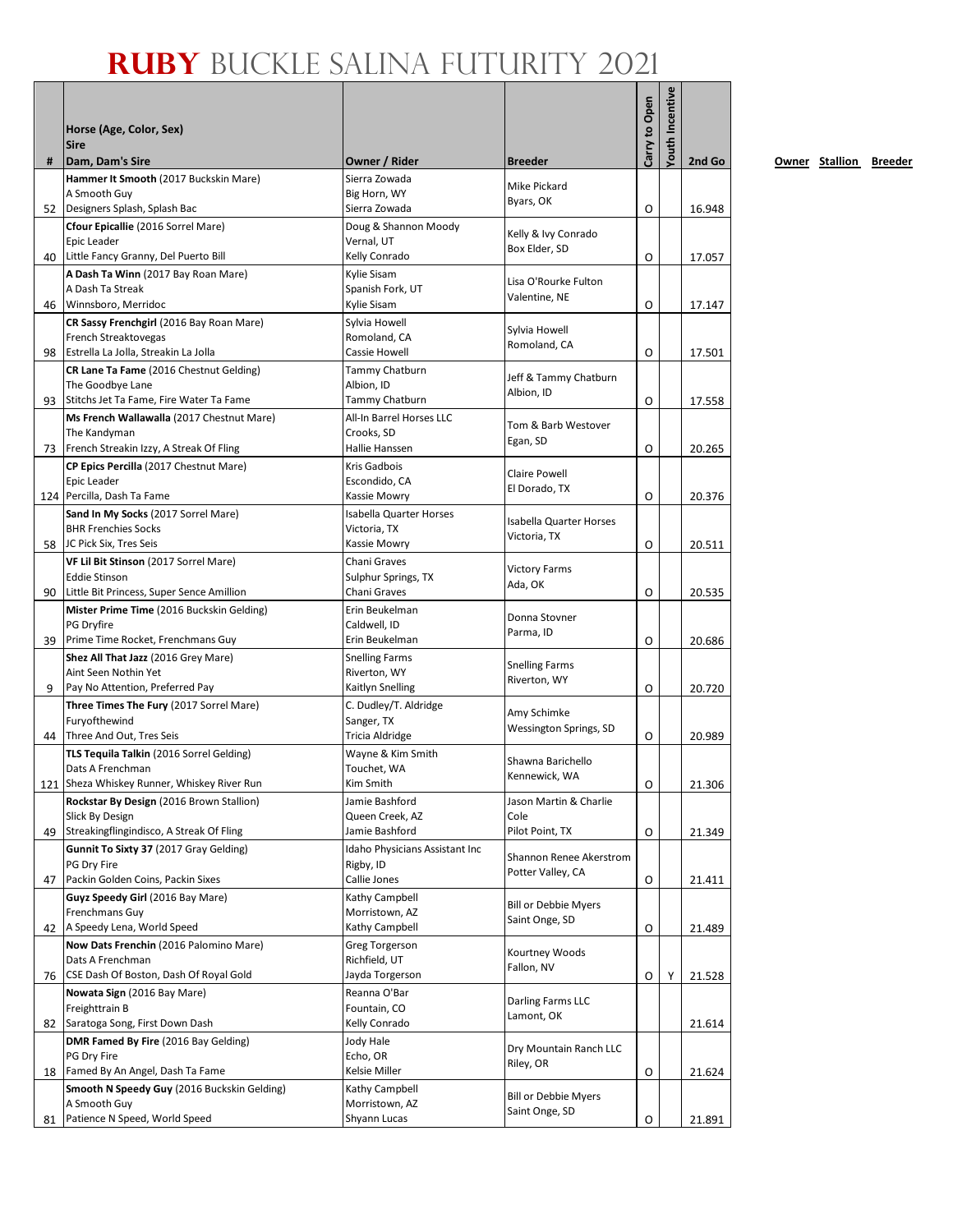# RUBY BUCKLE SALINA FUTURITY 2021

| # | Horse (Age, Color, Sex)<br>Sire<br>Dam, Dam's Sire | Owner / Rider | Breeder | Carry to Open | Youth Incentive | 2nd Go | Owner | Stallion | Breeder |
|---|---|---|---|---|---|---|---|---|---|
| 52 | **Hammer It Smooth** (2017 Buckskin Mare)<br>A Smooth Guy<br>Designers Splash, Splash Bac | Sierra Zowada<br>Big Horn, WY<br>Sierra Zowada | Mike Pickard<br>Byars, OK | O | | 16.948 | | | |
| 40 | **Cfour Epicallie** (2016 Sorrel Mare)<br>Epic Leader<br>Little Fancy Granny, Del Puerto Bill | Doug & Shannon Moody<br>Vernal, UT<br>Kelly Conrado | Kelly & Ivy Conrado<br>Box Elder, SD | O | | 17.057 | | | |
| 46 | **A Dash Ta Winn** (2017 Bay Roan Mare)<br>A Dash Ta Streak<br>Winnsboro, Merridoc | Kylie Sisam<br>Spanish Fork, UT<br>Kylie Sisam | Lisa O'Rourke Fulton<br>Valentine, NE | O | | 17.147 | | | |
| 98 | **CR Sassy Frenchgirl** (2016 Bay Roan Mare)<br>French Streaktovegas<br>Estrella La Jolla, Streakin La Jolla | Sylvia Howell<br>Romoland, CA<br>Cassie Howell | Sylvia Howell<br>Romoland, CA | O | | 17.501 | | | |
| 93 | **CR Lane Ta Fame** (2016 Chestnut Gelding)<br>The Goodbye Lane<br>Stitchs Jet Ta Fame, Fire Water Ta Fame | Tammy Chatburn<br>Albion, ID<br>Tammy Chatburn | Jeff & Tammy Chatburn<br>Albion, ID | O | | 17.558 | | | |
| 73 | **Ms French Wallawalla** (2017 Chestnut Mare)<br>The Kandyman<br>French Streakin Izzy, A Streak Of Fling | All-In Barrel Horses LLC<br>Crooks, SD<br>Hallie Hanssen | Tom & Barb Westover<br>Egan, SD | O | | 20.265 | | | |
| 124 | **CP Epics Percilla** (2017 Chestnut Mare)<br>Epic Leader<br>Percilla, Dash Ta Fame | Kris Gadbois<br>Escondido, CA<br>Kassie Mowry | Claire Powell<br>El Dorado, TX | O | | 20.376 | | | |
| 58 | **Sand In My Socks** (2017 Sorrel Mare)<br>BHR Frenchies Socks<br>JC Pick Six, Tres Seis | Isabella Quarter Horses<br>Victoria, TX<br>Kassie Mowry | Isabella Quarter Horses<br>Victoria, TX | O | | 20.511 | | | |
| 90 | **VF Lil Bit Stinson** (2017 Sorrel Mare)<br>Eddie Stinson<br>Little Bit Princess, Super Sence Amillion | Chani Graves<br>Sulphur Springs, TX<br>Chani Graves | Victory Farms<br>Ada, OK | O | | 20.535 | | | |
| 39 | **Mister Prime Time** (2016 Buckskin Gelding)<br>PG Dryfire<br>Prime Time Rocket, Frenchmans Guy | Erin Beukelman<br>Caldwell, ID<br>Erin Beukelman | Donna Stovner<br>Parma, ID | O | | 20.686 | | | |
| 9 | **Shez All That Jazz** (2016 Grey Mare)<br>Aint Seen Nothin Yet<br>Pay No Attention, Preferred Pay | Snelling Farms<br>Riverton, WY<br>Kaitlyn Snelling | Snelling Farms<br>Riverton, WY | O | | 20.720 | | | |
| 44 | **Three Times The Fury** (2017 Sorrel Mare)<br>Furyofthewind<br>Three And Out, Tres Seis | C. Dudley/T. Aldridge<br>Sanger, TX<br>Tricia Aldridge | Amy Schimke<br>Wessington Springs, SD | O | | 20.989 | | | |
| 121 | **TLS Tequila Talkin** (2016 Sorrel Gelding)<br>Dats A Frenchman<br>Sheza Whiskey Runner, Whiskey River Run | Wayne & Kim Smith<br>Touchet, WA<br>Kim Smith | Shawna Barichello<br>Kennewick, WA | O | | 21.306 | | | |
| 49 | **Rockstar By Design** (2016 Brown Stallion)<br>Slick By Design<br>Streakingflingindisco, A Streak Of Fling | Jamie Bashford<br>Queen Creek, AZ<br>Jamie Bashford | Jason Martin & Charlie Cole<br>Pilot Point, TX | O | | 21.349 | | | |
| 47 | **Gunnit To Sixty 37** (2017 Gray Gelding)<br>PG Dry Fire<br>Packin Golden Coins, Packin Sixes | Idaho Physicians Assistant Inc<br>Rigby, ID<br>Callie Jones | Shannon Renee Akerstrom<br>Potter Valley, CA | O | | 21.411 | | | |
| 42 | **Guyz Speedy Girl** (2016 Bay Mare)<br>Frenchmans Guy<br>A Speedy Lena, World Speed | Kathy Campbell<br>Morristown, AZ<br>Kathy Campbell | Bill or Debbie Myers<br>Saint Onge, SD | O | | 21.489 | | | |
| 76 | **Now Dats Frenchin** (2016 Palomino Mare)<br>Dats A Frenchman<br>CSE Dash Of Boston, Dash Of Royal Gold | Greg Torgerson<br>Richfield, UT<br>Jayda Torgerson | Kourtney Woods<br>Fallon, NV | O | Y | 21.528 | | | |
| 82 | **Nowata Sign** (2016 Bay Mare)<br>Freighttrain B<br>Saratoga Song, First Down Dash | Reanna O'Bar<br>Fountain, CO<br>Kelly Conrado | Darling Farms LLC<br>Lamont, OK | | | 21.614 | | | |
| 18 | **DMR Famed By Fire** (2016 Bay Gelding)<br>PG Dry Fire<br>Famed By An Angel, Dash Ta Fame | Jody Hale<br>Echo, OR<br>Kelsie Miller | Dry Mountain Ranch LLC<br>Riley, OR | O | | 21.624 | | | |
| 81 | **Smooth N Speedy Guy** (2016 Buckskin Gelding)<br>A Smooth Guy<br>Patience N Speed, World Speed | Kathy Campbell<br>Morristown, AZ<br>Shyann Lucas | Bill or Debbie Myers<br>Saint Onge, SD | O | | 21.891 | | | |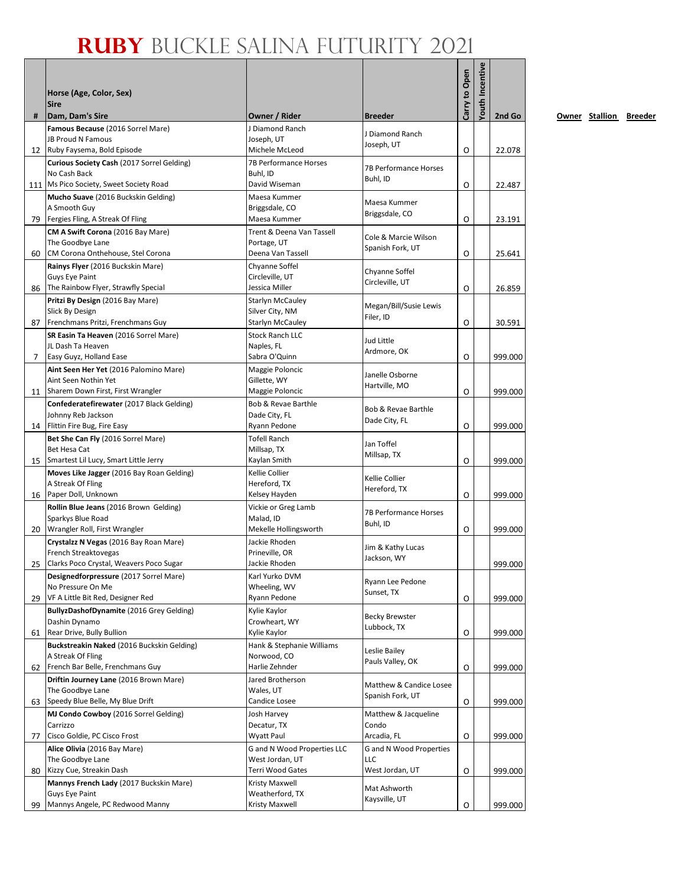# RUBY BUCKLE SALINA FUTURITY 2021

| # | Horse (Age, Color, Sex)<br>Sire<br>Dam, Dam's Sire | Owner / Rider | Breeder | Carry to Open | Youth Incentive | 2nd Go |
|---|---|---|---|---|---|---|
| 12 | **Famous Because** (2016 Sorrel Mare)<br>JB Proud N Famous<br>Ruby Faysema, Bold Episode | J Diamond Ranch<br>Joseph, UT<br>Michele McLeod | J Diamond Ranch<br>Joseph, UT | O | | 22.078 |
| 111 | **Curious Society Cash** (2017 Sorrel Gelding)<br>No Cash Back<br>Ms Pico Society, Sweet Society Road | 7B Performance Horses<br>Buhl, ID<br>David Wiseman | 7B Performance Horses<br>Buhl, ID | O | | 22.487 |
| 79 | **Mucho Suave** (2016 Buckskin Gelding)<br>A Smooth Guy<br>Fergies Fling, A Streak Of Fling | Maesa Kummer<br>Briggsdale, CO<br>Maesa Kummer | Maesa Kummer<br>Briggsdale, CO | O | | 23.191 |
| 60 | **CM A Swift Corona** (2016 Bay Mare)<br>The Goodbye Lane<br>CM Corona Onthehouse, Stel Corona | Trent & Deena Van Tassell<br>Portage, UT<br>Deena Van Tassell | Cole & Marcie Wilson<br>Spanish Fork, UT | O | | 25.641 |
| 86 | **Rainys Flyer** (2016 Buckskin Mare)<br>Guys Eye Paint<br>The Rainbow Flyer, Strawfly Special | Chyanne Soffel<br>Circleville, UT<br>Jessica Miller | Chyanne Soffel<br>Circleville, UT | O | | 26.859 |
| 87 | **Pritzi By Design** (2016 Bay Mare)<br>Slick By Design<br>Frenchmans Pritzi, Frenchmans Guy | Starlyn McCauley<br>Silver City, NM<br>Starlyn McCauley | Megan/Bill/Susie Lewis<br>Filer, ID | O | | 30.591 |
| 7 | **SR Easin Ta Heaven** (2016 Sorrel Mare)<br>JL Dash Ta Heaven<br>Easy Guyz, Holland Ease | Stock Ranch LLC<br>Naples, FL<br>Sabra O'Quinn | Jud Little<br>Ardmore, OK | O | | 999.000 |
| 11 | **Aint Seen Her Yet** (2016 Palomino Mare)<br>Aint Seen Nothin Yet<br>Sharem Down First, First Wrangler | Maggie Poloncic<br>Gillette, WY<br>Maggie Poloncic | Janelle Osborne<br>Hartville, MO | O | | 999.000 |
| 14 | **Confederatefirewater** (2017 Black Gelding)<br>Johnny Reb Jackson<br>Flittin Fire Bug, Fire Easy | Bob & Revae Barthle<br>Dade City, FL<br>Ryann Pedone | Bob & Revae Barthle<br>Dade City, FL | O | | 999.000 |
| 15 | **Bet She Can Fly** (2016 Sorrel Mare)<br>Bet Hesa Cat<br>Smartest Lil Lucy, Smart Little Jerry | Tofell Ranch<br>Millsap, TX<br>Kaylan Smith | Jan Toffel<br>Millsap, TX | O | | 999.000 |
| 16 | **Moves Like Jagger** (2016 Bay Roan Gelding)<br>A Streak Of Fling<br>Paper Doll, Unknown | Kellie Collier<br>Hereford, TX<br>Kelsey Hayden | Kellie Collier<br>Hereford, TX | O | | 999.000 |
| 20 | **Rollin Blue Jeans** (2016 Brown Gelding)<br>Sparkys Blue Road<br>Wrangler Roll, First Wrangler | Vickie or Greg Lamb<br>Malad, ID<br>Mekelle Hollingsworth | 7B Performance Horses<br>Buhl, ID | O | | 999.000 |
| 25 | **Crystalzz N Vegas** (2016 Bay Roan Mare)<br>French Streaktovegas<br>Clarks Poco Crystal, Weavers Poco Sugar | Jackie Rhoden<br>Prineville, OR<br>Jackie Rhoden | Jim & Kathy Lucas<br>Jackson, WY | | | 999.000 |
| 29 | **Designedforpressure** (2017 Sorrel Mare)<br>No Pressure On Me<br>VF A Little Bit Red, Designer Red | Karl Yurko DVM<br>Wheeling, WV<br>Ryann Pedone | Ryann Lee Pedone<br>Sunset, TX | O | | 999.000 |
| 61 | **BullyzDashofDynamite** (2016 Grey Gelding)<br>Dashin Dynamo<br>Rear Drive, Bully Bullion | Kylie Kaylor<br>Crowheart, WY<br>Kylie Kaylor | Becky Brewster<br>Lubbock, TX | O | | 999.000 |
| 62 | **Buckstreakin Naked** (2016 Buckskin Gelding)<br>A Streak Of Fling<br>French Bar Belle, Frenchmans Guy | Hank & Stephanie Williams<br>Norwood, CO<br>Harlie Zehnder | Leslie Bailey<br>Pauls Valley, OK | O | | 999.000 |
| 63 | **Driftin Journey Lane** (2016 Brown Mare)<br>The Goodbye Lane<br>Speedy Blue Belle, My Blue Drift | Jared Brotherson<br>Wales, UT<br>Candice Losee | Matthew & Candice Losee<br>Spanish Fork, UT | O | | 999.000 |
| 77 | **MJ Condo Cowboy** (2016 Sorrel Gelding)<br>Carrizzo<br>Cisco Goldie, PC Cisco Frost | Josh Harvey<br>Decatur, TX<br>Wyatt Paul | Matthew & Jacqueline Condo<br>Arcadia, FL | O | | 999.000 |
| 80 | **Alice Olivia** (2016 Bay Mare)<br>The Goodbye Lane<br>Kizzy Cue, Streakin Dash | G and N Wood Properties LLC<br>West Jordan, UT<br>Terri Wood Gates | G and N Wood Properties LLC<br>West Jordan, UT | O | | 999.000 |
| 99 | **Mannys French Lady** (2017 Buckskin Mare)<br>Guys Eye Paint<br>Mannys Angele, PC Redwood Manny | Kristy Maxwell<br>Weatherford, TX<br>Kristy Maxwell | Mat Ashworth<br>Kaysville, UT | O | | 999.000 |

Owner Stallion Breeder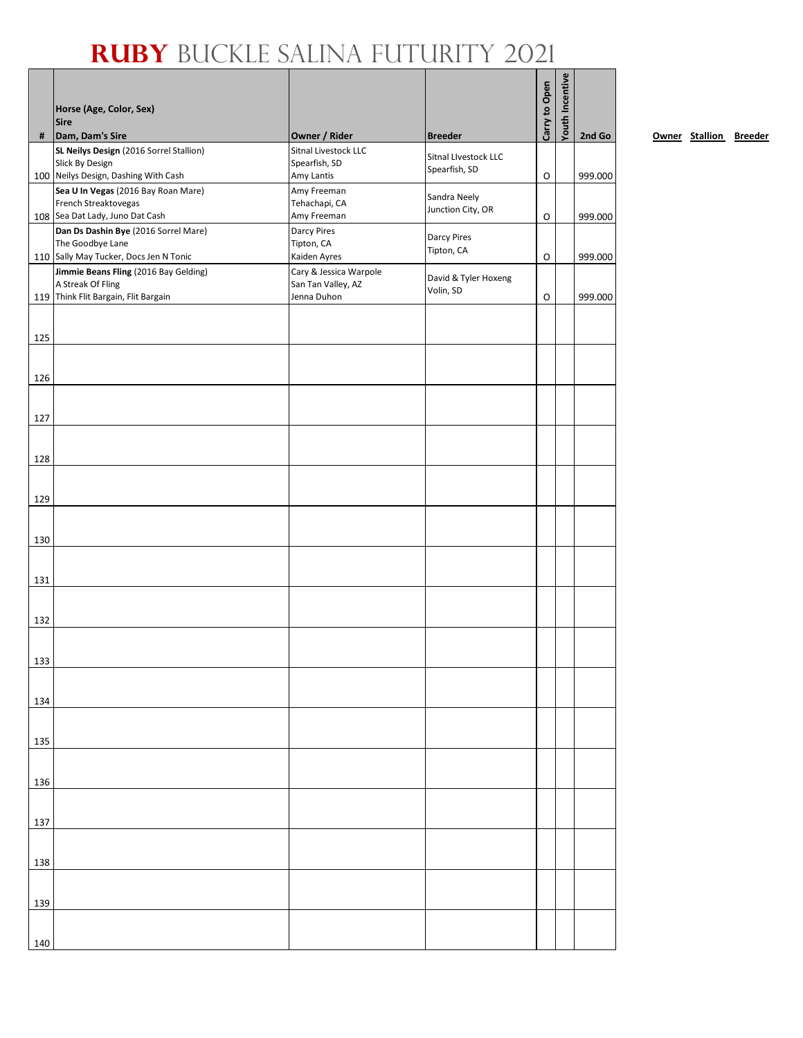# RUBY BUCKLE SALINA FUTURITY 2021

| # | Horse (Age, Color, Sex)<br>Sire<br>Dam, Dam's Sire | Owner / Rider | Breeder | Carry to Open | Youth Incentive | 2nd Go |
|---|---|---|---|---|---|---|
| 100 | **SL Neilys Design** (2016 Sorrel Stallion)<br>Slick By Design<br>Neilys Design, Dashing With Cash | Sitnal Livestock LLC<br>Spearfish, SD<br>Amy Lantis | Sitnal LIvestock LLC<br>Spearfish, SD | O | | 999.000 |
| 108 | **Sea U In Vegas** (2016 Bay Roan Mare)<br>French Streaktovegas<br>Sea Dat Lady, Juno Dat Cash | Amy Freeman<br>Tehachapi, CA<br>Amy Freeman | Sandra Neely<br>Junction City, OR | O | | 999.000 |
| 110 | **Dan Ds Dashin Bye** (2016 Sorrel Mare)<br>The Goodbye Lane<br>Sally May Tucker, Docs Jen N Tonic | Darcy Pires<br>Tipton, CA<br>Kaiden Ayres | Darcy Pires<br>Tipton, CA | O | | 999.000 |
| 119 | **Jimmie Beans Fling** (2016 Bay Gelding)<br>A Streak Of Fling<br>Think Flit Bargain, Flit Bargain | Cary & Jessica Warpole<br>San Tan Valley, AZ<br>Jenna Duhon | David & Tyler Hoxeng<br>Volin, SD | O | | 999.000 |
| 125 | | | | | | |
| 126 | | | | | | |
| 127 | | | | | | |
| 128 | | | | | | |
| 129 | | | | | | |
| 130 | | | | | | |
| 131 | | | | | | |
| 132 | | | | | | |
| 133 | | | | | | |
| 134 | | | | | | |
| 135 | | | | | | |
| 136 | | | | | | |
| 137 | | | | | | |
| 138 | | | | | | |
| 139 | | | | | | |
| 140 | | | | | | |

Owner Stallion Breeder